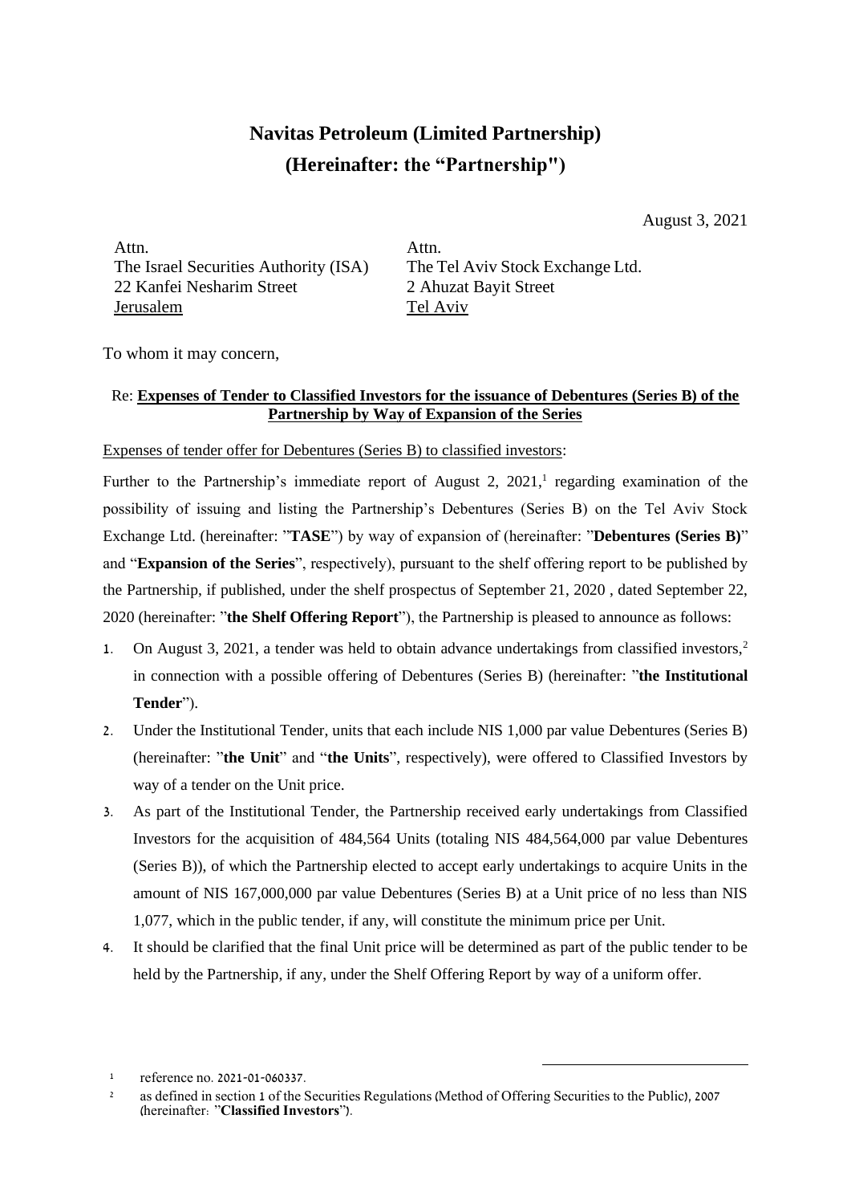# Navitas Petroleum (Limited Partnership)
# (Hereinafter: the "Partnership")

August 3, 2021

Attn.
The Israel Securities Authority (ISA)
22 Kanfei Nesharim Street
Jerusalem

Attn.
The Tel Aviv Stock Exchange Ltd.
2 Ahuzat Bayit Street
Tel Aviv

To whom it may concern,

Re: **Expenses of Tender to Classified Investors for the issuance of Debentures (Series B) of the Partnership by Way of Expansion of the Series**

Expenses of tender offer for Debentures (Series B) to classified investors:

Further to the Partnership's immediate report of August 2, 2021,[1] regarding examination of the possibility of issuing and listing the Partnership's Debentures (Series B) on the Tel Aviv Stock Exchange Ltd. (hereinafter: "**TASE**") by way of expansion of (hereinafter: "**Debentures (Series B)**" and "**Expansion of the Series**", respectively), pursuant to the shelf offering report to be published by the Partnership, if published, under the shelf prospectus of September 21, 2020 , dated September 22, 2020 (hereinafter: "**the Shelf Offering Report**"), the Partnership is pleased to announce as follows:

1. On August 3, 2021, a tender was held to obtain advance undertakings from classified investors,[2] in connection with a possible offering of Debentures (Series B) (hereinafter: "**the Institutional Tender**").
2. Under the Institutional Tender, units that each include NIS 1,000 par value Debentures (Series B) (hereinafter: "**the Unit**" and "**the Units**", respectively), were offered to Classified Investors by way of a tender on the Unit price.
3. As part of the Institutional Tender, the Partnership received early undertakings from Classified Investors for the acquisition of 484,564 Units (totaling NIS 484,564,000 par value Debentures (Series B)), of which the Partnership elected to accept early undertakings to acquire Units in the amount of NIS 167,000,000 par value Debentures (Series B) at a Unit price of no less than NIS 1,077, which in the public tender, if any, will constitute the minimum price per Unit.
4. It should be clarified that the final Unit price will be determined as part of the public tender to be held by the Partnership, if any, under the Shelf Offering Report by way of a uniform offer.

---

[1] reference no. 2021-01-060337.

[2] as defined in section 1 of the Securities Regulations (Method of Offering Securities to the Public), 2007 (hereinafter: "**Classified Investors**").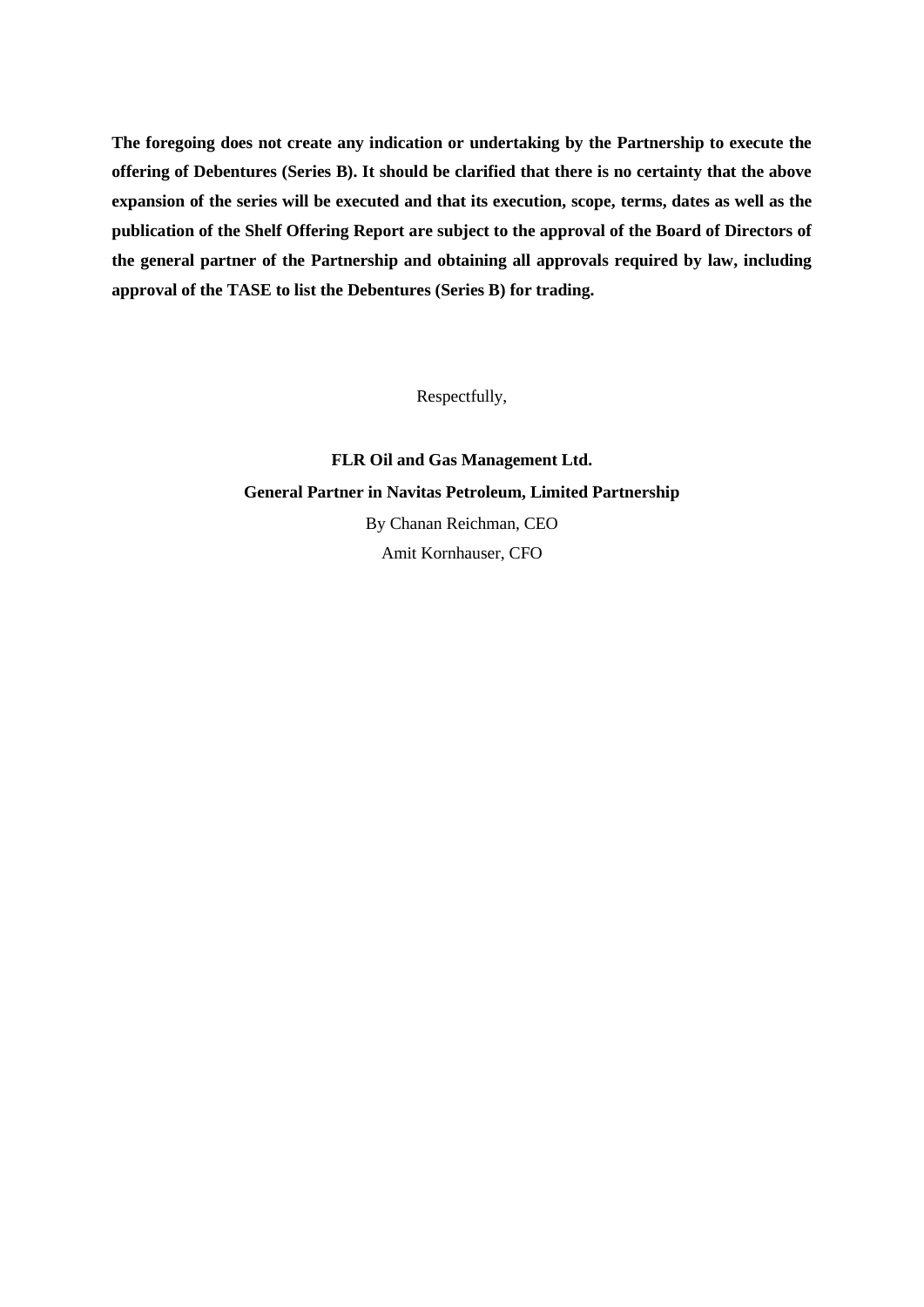**The foregoing does not create any indication or undertaking by the Partnership to execute the offering of Debentures (Series B). It should be clarified that there is no certainty that the above expansion of the series will be executed and that its execution, scope, terms, dates as well as the publication of the Shelf Offering Report are subject to the approval of the Board of Directors of the general partner of the Partnership and obtaining all approvals required by law, including approval of the TASE to list the Debentures (Series B) for trading.**

Respectfully,

**FLR Oil and Gas Management Ltd.**

**General Partner in Navitas Petroleum, Limited Partnership**

By Chanan Reichman, CEO

Amit Kornhauser, CFO